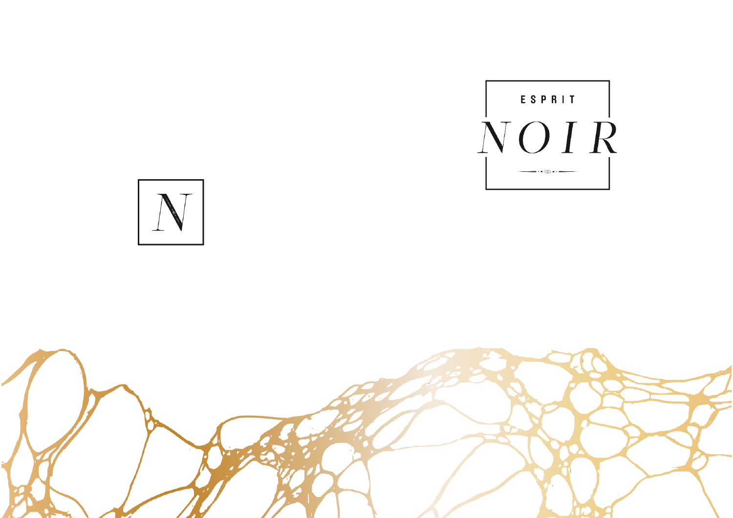N

ESPRIT

# NOIR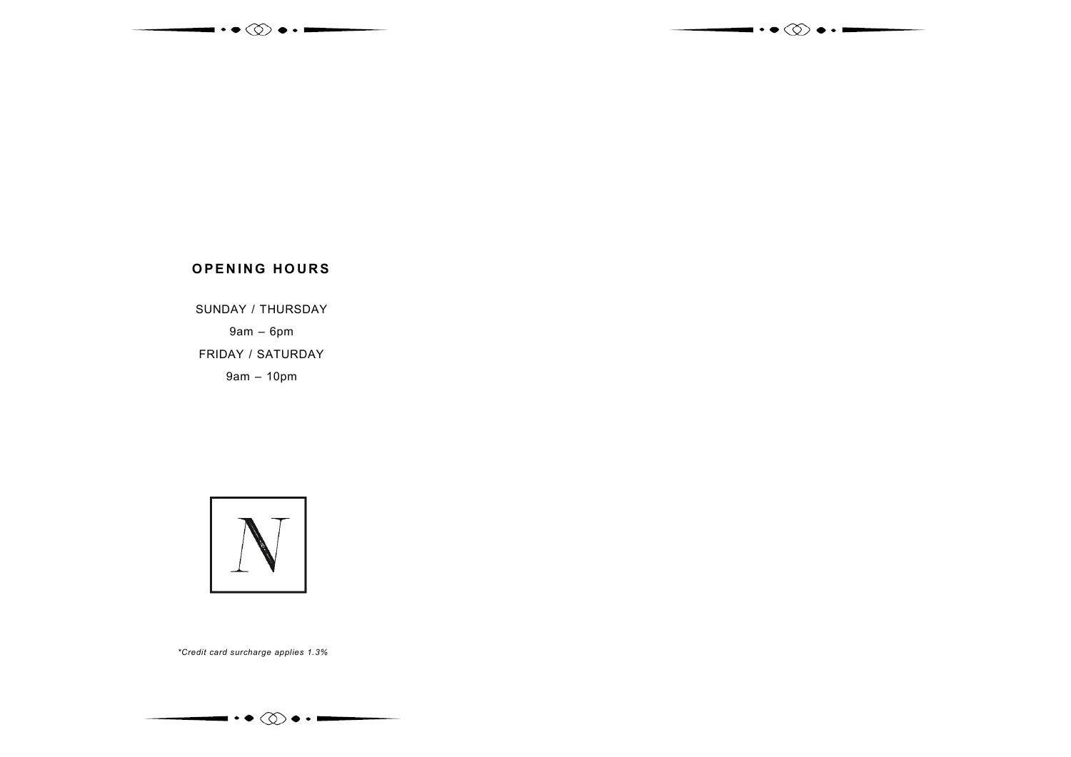## OPENING HOURS

SUNDAY / THURSDAY

9am – 6pm

FRIDAY / SATURDAY

9am – 10pm

N

*\*Credit card surcharge applies 1.3%*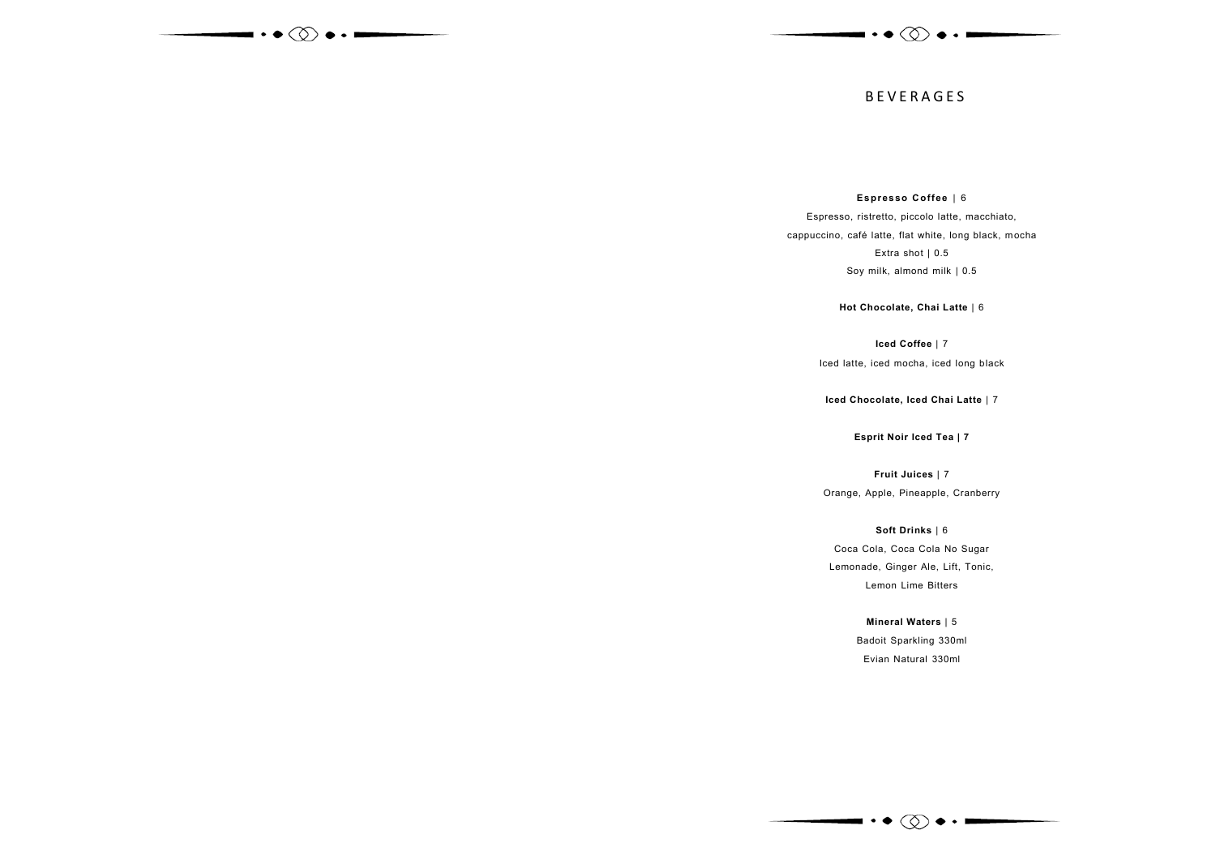# BEVERAGES

**Espresso Coffee** | 6

Espresso, ristretto, piccolo latte, macchiato,
cappuccino, café latte, flat white, long black, mocha

Extra shot | 0.5

Soy milk, almond milk | 0.5

**Hot Chocolate, Chai Latte** | 6

**Iced Coffee** | 7

Iced latte, iced mocha, iced long black

**Iced Chocolate, Iced Chai Latte** | 7

**Esprit Noir Iced Tea | 7**

**Fruit Juices** | 7

Orange, Apple, Pineapple, Cranberry

**Soft Drinks** | 6

Coca Cola, Coca Cola No Sugar
Lemonade, Ginger Ale, Lift, Tonic,
Lemon Lime Bitters

**Mineral Waters** | 5

Badoit Sparkling 330ml
Evian Natural 330ml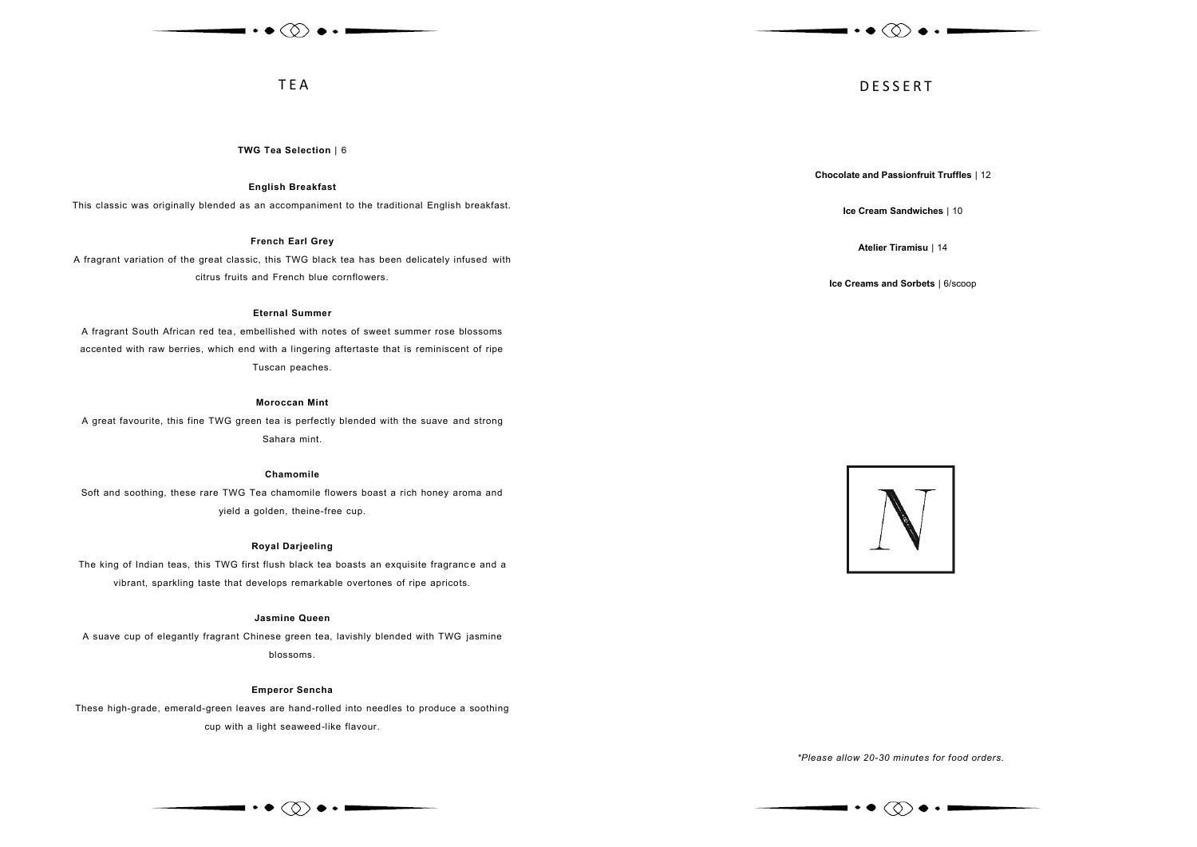# TEA

**TWG Tea Selection** | 6

**English Breakfast**

This classic was originally blended as an accompaniment to the traditional English breakfast.

**French Earl Grey**

A fragrant variation of the great classic, this TWG black tea has been delicately infused with citrus fruits and French blue cornflowers.

**Eternal Summer**

A fragrant South African red tea, embellished with notes of sweet summer rose blossoms accented with raw berries, which end with a lingering aftertaste that is reminiscent of ripe Tuscan peaches.

**Moroccan Mint**

A great favourite, this fine TWG green tea is perfectly blended with the suave and strong Sahara mint.

**Chamomile**

Soft and soothing, these rare TWG Tea chamomile flowers boast a rich honey aroma and yield a golden, theine-free cup.

**Royal Darjeeling**

The king of Indian teas, this TWG first flush black tea boasts an exquisite fragrance and a vibrant, sparkling taste that develops remarkable overtones of ripe apricots.

**Jasmine Queen**

A suave cup of elegantly fragrant Chinese green tea, lavishly blended with TWG jasmine blossoms.

**Emperor Sencha**

These high-grade, emerald-green leaves are hand-rolled into needles to produce a soothing cup with a light seaweed-like flavour.

# DESSERT

**Chocolate and Passionfruit Truffles** | 12

**Ice Cream Sandwiches** | 10

**Atelier Tiramisu** | 14

**Ice Creams and Sorbets** | 6/scoop

*\*Please allow 20-30 minutes for food orders.*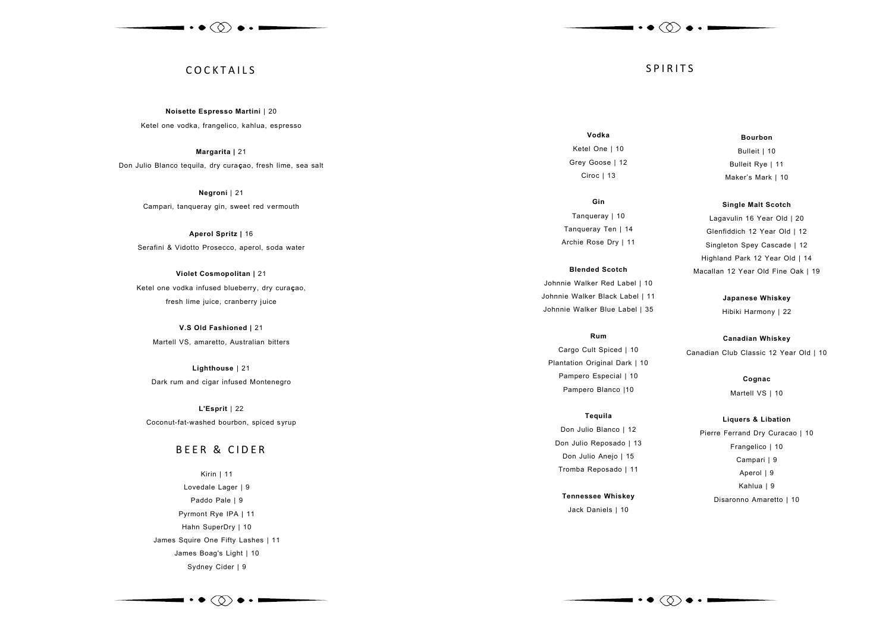## COCKTAILS

**Noisette Espresso Martini** | 20

Ketel one vodka, frangelico, kahlua, espresso

**Margarita |** 21

Don Julio Blanco tequila, dry curaçao, fresh lime, sea salt

**Negroni** | 21

Campari, tanqueray gin, sweet red vermouth

**Aperol Spritz |** 16

Serafini & Vidotto Prosecco, aperol, soda water

**Violet Cosmopolitan |** 21

Ketel one vodka infused blueberry, dry curaçao,
fresh lime juice, cranberry juice

**V.S Old Fashioned |** 21

Martell VS, amaretto, Australian bitters

**Lighthouse** | 21

Dark rum and cigar infused Montenegro

**L'Esprit** | 22

Coconut-fat-washed bourbon, spiced syrup

## BEER & CIDER

Kirin | 11

Lovedale Lager | 9

Paddo Pale | 9

Pyrmont Rye IPA | 11

Hahn SuperDry | 10

James Squire One Fifty Lashes | 11

James Boag's Light | 10

Sydney Cider | 9

## SPIRITS

**Vodka**

Ketel One | 10

Grey Goose | 12

Ciroc | 13

**Gin**

Tanqueray | 10

Tanqueray Ten | 14

Archie Rose Dry | 11

**Blended Scotch**

Johnnie Walker Red Label | 10

Johnnie Walker Black Label | 11

Johnnie Walker Blue Label | 35

**Rum**

Cargo Cult Spiced | 10

Plantation Original Dark | 10

Pampero Especial | 10

Pampero Blanco |10

**Tequila**

Don Julio Blanco | 12

Don Julio Reposado | 13

Don Julio Anejo | 15

Tromba Reposado | 11

**Tennessee Whiskey**

Jack Daniels | 10

**Bourbon**

Bulleit | 10

Bulleit Rye | 11

Maker's Mark | 10

**Single Malt Scotch**

Lagavulin 16 Year Old | 20

Glenfiddich 12 Year Old | 12

Singleton Spey Cascade | 12

Highland Park 12 Year Old | 14

Macallan 12 Year Old Fine Oak | 19

**Japanese Whiskey**

Hibiki Harmony | 22

**Canadian Whiskey**

Canadian Club Classic 12 Year Old | 10

**Cognac**

Martell VS | 10

**Liquers & Libation**

Pierre Ferrand Dry Curacao | 10

Frangelico | 10

Campari | 9

Aperol | 9

Kahlua | 9

Disaronno Amaretto | 10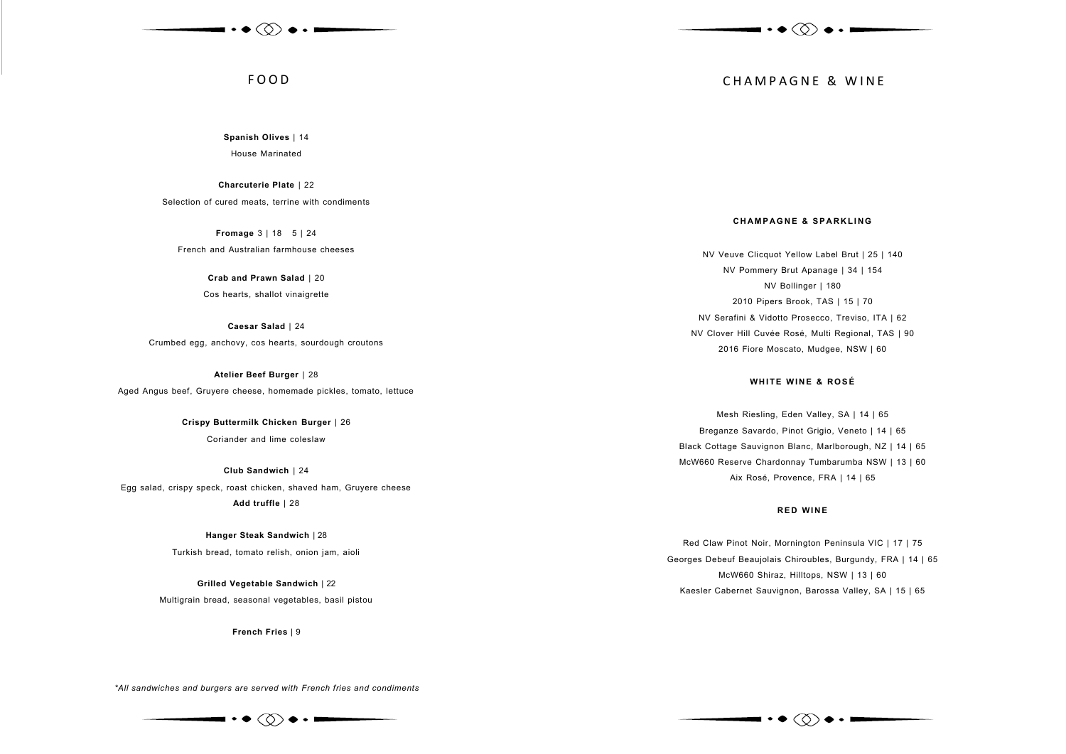# FOOD

**Spanish Olives** | 14

House Marinated

**Charcuterie Plate** | 22

Selection of cured meats, terrine with condiments

**Fromage** 3 | 18 5 | 24

French and Australian farmhouse cheeses

**Crab and Prawn Salad** | 20

Cos hearts, shallot vinaigrette

**Caesar Salad** | 24

Crumbed egg, anchovy, cos hearts, sourdough croutons

**Atelier Beef Burger** | 28

Aged Angus beef, Gruyere cheese, homemade pickles, tomato, lettuce

**Crispy Buttermilk Chicken Burger** | 26

Coriander and lime coleslaw

**Club Sandwich** | 24

Egg salad, crispy speck, roast chicken, shaved ham, Gruyere cheese

**Add truffle** | 28

**Hanger Steak Sandwich** | 28

Turkish bread, tomato relish, onion jam, aioli

**Grilled Vegetable Sandwich** | 22

Multigrain bread, seasonal vegetables, basil pistou

**French Fries** | 9

*\*All sandwiches and burgers are served with French fries and condiments*

# CHAMPAGNE & WINE

### CHAMPAGNE & SPARKLING

NV Veuve Clicquot Yellow Label Brut | 25 | 140

NV Pommery Brut Apanage | 34 | 154

NV Bollinger | 180

2010 Pipers Brook, TAS | 15 | 70

NV Serafini & Vidotto Prosecco, Treviso, ITA | 62

NV Clover Hill Cuvée Rosé, Multi Regional, TAS | 90

2016 Fiore Moscato, Mudgee, NSW | 60

### WHITE WINE & ROSÉ

Mesh Riesling, Eden Valley, SA | 14 | 65

Breganze Savardo, Pinot Grigio, Veneto | 14 | 65

Black Cottage Sauvignon Blanc, Marlborough, NZ | 14 | 65

McW660 Reserve Chardonnay Tumbarumba NSW | 13 | 60

Aix Rosé, Provence, FRA | 14 | 65

### RED WINE

Red Claw Pinot Noir, Mornington Peninsula VIC | 17 | 75

Georges Debeuf Beaujolais Chiroubles, Burgundy, FRA | 14 | 65

McW660 Shiraz, Hilltops, NSW | 13 | 60

Kaesler Cabernet Sauvignon, Barossa Valley, SA | 15 | 65